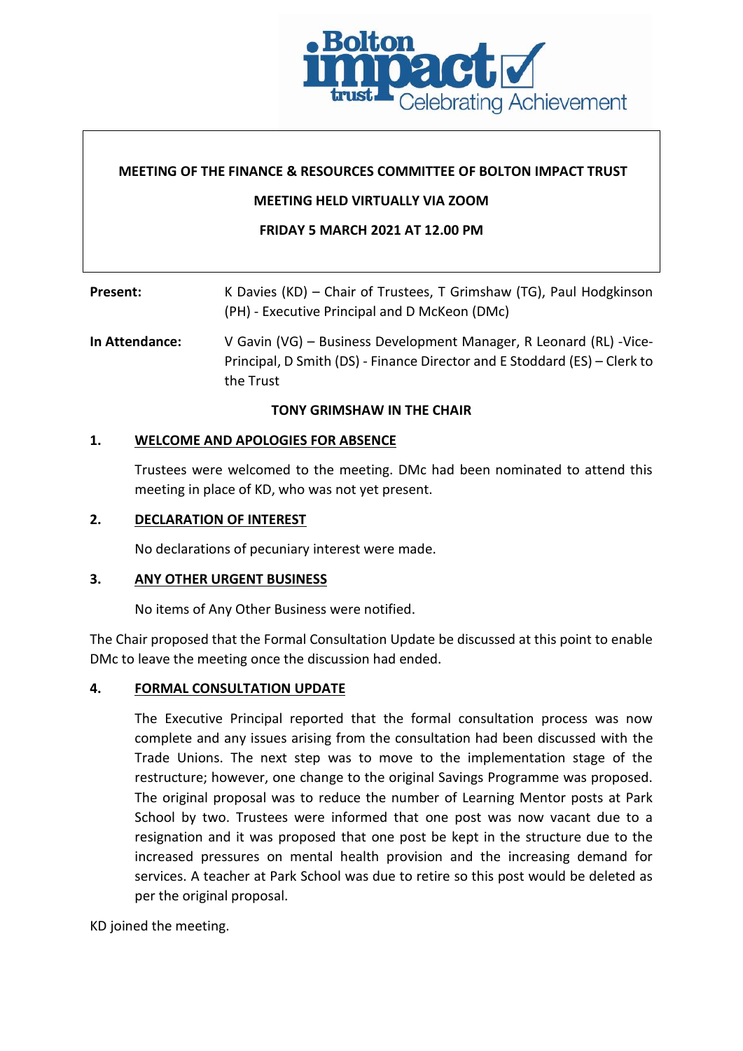**MEETING OF THE FINANCE & RESOURCES COMMITTEE OF BOLTON IMPACT TRUST**

**MEETING HELD VIRTUALLY VIA ZOOM**

**FRIDAY 5 MARCH 2021 AT 12.00 PM**

**Present:** K Davies (KD) – Chair of Trustees, T Grimshaw (TG), Paul Hodgkinson (PH) - Executive Principal and D McKeon (DMc)

**In Attendance:** V Gavin (VG) – Business Development Manager, R Leonard (RL) -Vice-Principal, D Smith (DS) - Finance Director and E Stoddard (ES) – Clerk to the Trust

**TONY GRIMSHAW IN THE CHAIR**

## 1. WELCOME AND APOLOGIES FOR ABSENCE

Trustees were welcomed to the meeting. DMc had been nominated to attend this meeting in place of KD, who was not yet present.

## 2. DECLARATION OF INTEREST

No declarations of pecuniary interest were made.

## 3. ANY OTHER URGENT BUSINESS

No items of Any Other Business were notified.

The Chair proposed that the Formal Consultation Update be discussed at this point to enable DMc to leave the meeting once the discussion had ended.

## 4. FORMAL CONSULTATION UPDATE

The Executive Principal reported that the formal consultation process was now complete and any issues arising from the consultation had been discussed with the Trade Unions. The next step was to move to the implementation stage of the restructure; however, one change to the original Savings Programme was proposed. The original proposal was to reduce the number of Learning Mentor posts at Park School by two. Trustees were informed that one post was now vacant due to a resignation and it was proposed that one post be kept in the structure due to the increased pressures on mental health provision and the increasing demand for services. A teacher at Park School was due to retire so this post would be deleted as per the original proposal.

KD joined the meeting.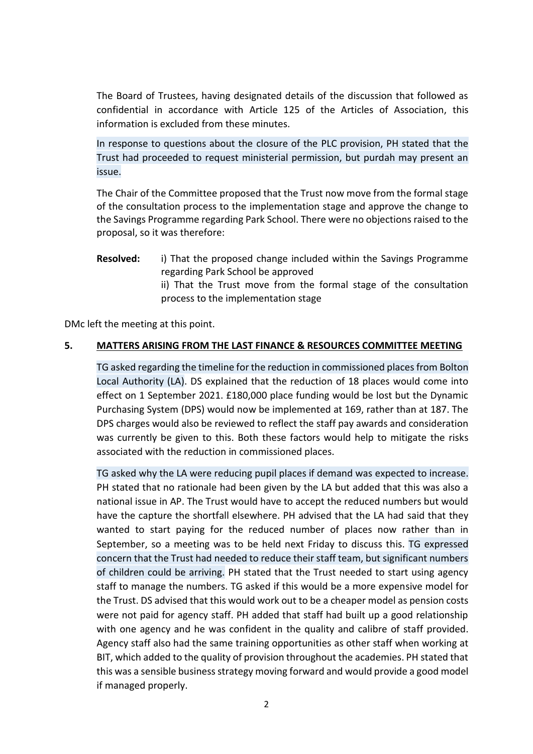The Board of Trustees, having designated details of the discussion that followed as confidential in accordance with Article 125 of the Articles of Association, this information is excluded from these minutes.

In response to questions about the closure of the PLC provision, PH stated that the Trust had proceeded to request ministerial permission, but purdah may present an issue.

The Chair of the Committee proposed that the Trust now move from the formal stage of the consultation process to the implementation stage and approve the change to the Savings Programme regarding Park School. There were no objections raised to the proposal, so it was therefore:

**Resolved:** i) That the proposed change included within the Savings Programme regarding Park School be approved
ii) That the Trust move from the formal stage of the consultation process to the implementation stage

DMc left the meeting at this point.

## 5. MATTERS ARISING FROM THE LAST FINANCE & RESOURCES COMMITTEE MEETING

TG asked regarding the timeline for the reduction in commissioned places from Bolton Local Authority (LA). DS explained that the reduction of 18 places would come into effect on 1 September 2021. £180,000 place funding would be lost but the Dynamic Purchasing System (DPS) would now be implemented at 169, rather than at 187. The DPS charges would also be reviewed to reflect the staff pay awards and consideration was currently be given to this. Both these factors would help to mitigate the risks associated with the reduction in commissioned places.

TG asked why the LA were reducing pupil places if demand was expected to increase. PH stated that no rationale had been given by the LA but added that this was also a national issue in AP. The Trust would have to accept the reduced numbers but would have the capture the shortfall elsewhere. PH advised that the LA had said that they wanted to start paying for the reduced number of places now rather than in September, so a meeting was to be held next Friday to discuss this. TG expressed concern that the Trust had needed to reduce their staff team, but significant numbers of children could be arriving. PH stated that the Trust needed to start using agency staff to manage the numbers. TG asked if this would be a more expensive model for the Trust. DS advised that this would work out to be a cheaper model as pension costs were not paid for agency staff. PH added that staff had built up a good relationship with one agency and he was confident in the quality and calibre of staff provided. Agency staff also had the same training opportunities as other staff when working at BIT, which added to the quality of provision throughout the academies. PH stated that this was a sensible business strategy moving forward and would provide a good model if managed properly.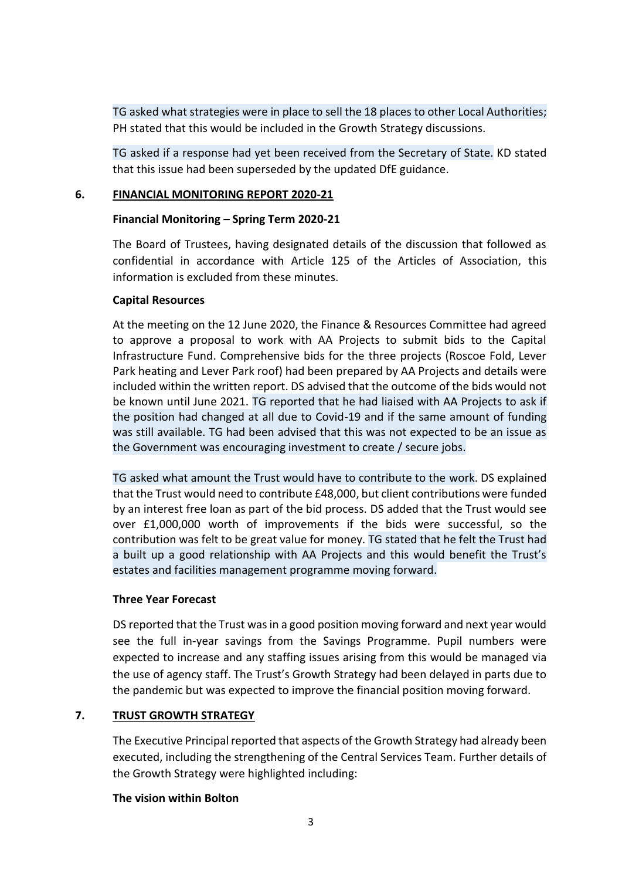TG asked what strategies were in place to sell the 18 places to other Local Authorities; PH stated that this would be included in the Growth Strategy discussions.

TG asked if a response had yet been received from the Secretary of State. KD stated that this issue had been superseded by the updated DfE guidance.

## 6. FINANCIAL MONITORING REPORT 2020-21

### Financial Monitoring – Spring Term 2020-21

The Board of Trustees, having designated details of the discussion that followed as confidential in accordance with Article 125 of the Articles of Association, this information is excluded from these minutes.

### Capital Resources

At the meeting on the 12 June 2020, the Finance & Resources Committee had agreed to approve a proposal to work with AA Projects to submit bids to the Capital Infrastructure Fund. Comprehensive bids for the three projects (Roscoe Fold, Lever Park heating and Lever Park roof) had been prepared by AA Projects and details were included within the written report. DS advised that the outcome of the bids would not be known until June 2021. TG reported that he had liaised with AA Projects to ask if the position had changed at all due to Covid-19 and if the same amount of funding was still available. TG had been advised that this was not expected to be an issue as the Government was encouraging investment to create / secure jobs.

TG asked what amount the Trust would have to contribute to the work. DS explained that the Trust would need to contribute £48,000, but client contributions were funded by an interest free loan as part of the bid process. DS added that the Trust would see over £1,000,000 worth of improvements if the bids were successful, so the contribution was felt to be great value for money. TG stated that he felt the Trust had a built up a good relationship with AA Projects and this would benefit the Trust's estates and facilities management programme moving forward.

### Three Year Forecast

DS reported that the Trust was in a good position moving forward and next year would see the full in-year savings from the Savings Programme. Pupil numbers were expected to increase and any staffing issues arising from this would be managed via the use of agency staff. The Trust's Growth Strategy had been delayed in parts due to the pandemic but was expected to improve the financial position moving forward.

## 7. TRUST GROWTH STRATEGY

The Executive Principal reported that aspects of the Growth Strategy had already been executed, including the strengthening of the Central Services Team. Further details of the Growth Strategy were highlighted including:

### The vision within Bolton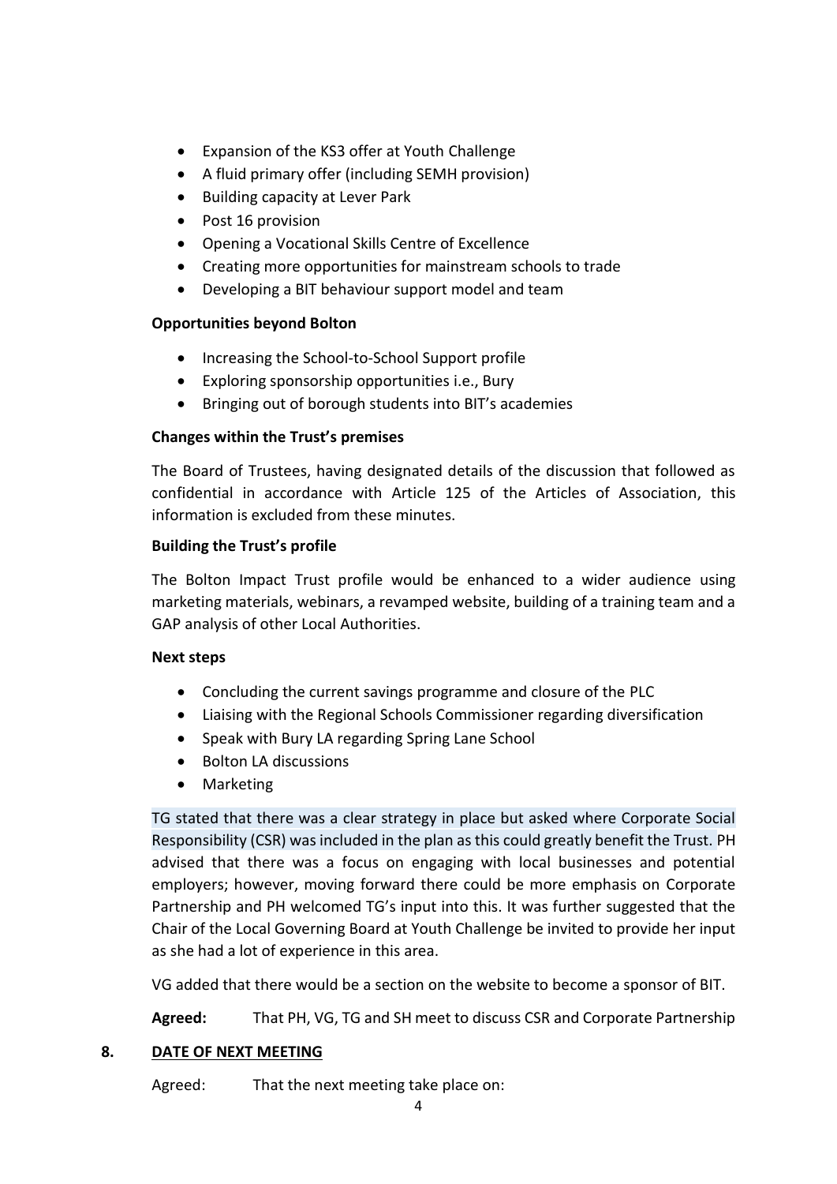- Expansion of the KS3 offer at Youth Challenge
- A fluid primary offer (including SEMH provision)
- Building capacity at Lever Park
- Post 16 provision
- Opening a Vocational Skills Centre of Excellence
- Creating more opportunities for mainstream schools to trade
- Developing a BIT behaviour support model and team

**Opportunities beyond Bolton**

- Increasing the School-to-School Support profile
- Exploring sponsorship opportunities i.e., Bury
- Bringing out of borough students into BIT's academies

**Changes within the Trust's premises**

The Board of Trustees, having designated details of the discussion that followed as confidential in accordance with Article 125 of the Articles of Association, this information is excluded from these minutes.

**Building the Trust's profile**

The Bolton Impact Trust profile would be enhanced to a wider audience using marketing materials, webinars, a revamped website, building of a training team and a GAP analysis of other Local Authorities.

**Next steps**

- Concluding the current savings programme and closure of the PLC
- Liaising with the Regional Schools Commissioner regarding diversification
- Speak with Bury LA regarding Spring Lane School
- Bolton LA discussions
- Marketing

TG stated that there was a clear strategy in place but asked where Corporate Social Responsibility (CSR) was included in the plan as this could greatly benefit the Trust. PH advised that there was a focus on engaging with local businesses and potential employers; however, moving forward there could be more emphasis on Corporate Partnership and PH welcomed TG's input into this. It was further suggested that the Chair of the Local Governing Board at Youth Challenge be invited to provide her input as she had a lot of experience in this area.

VG added that there would be a section on the website to become a sponsor of BIT.

**Agreed:** That PH, VG, TG and SH meet to discuss CSR and Corporate Partnership

## 8. DATE OF NEXT MEETING

Agreed: That the next meeting take place on: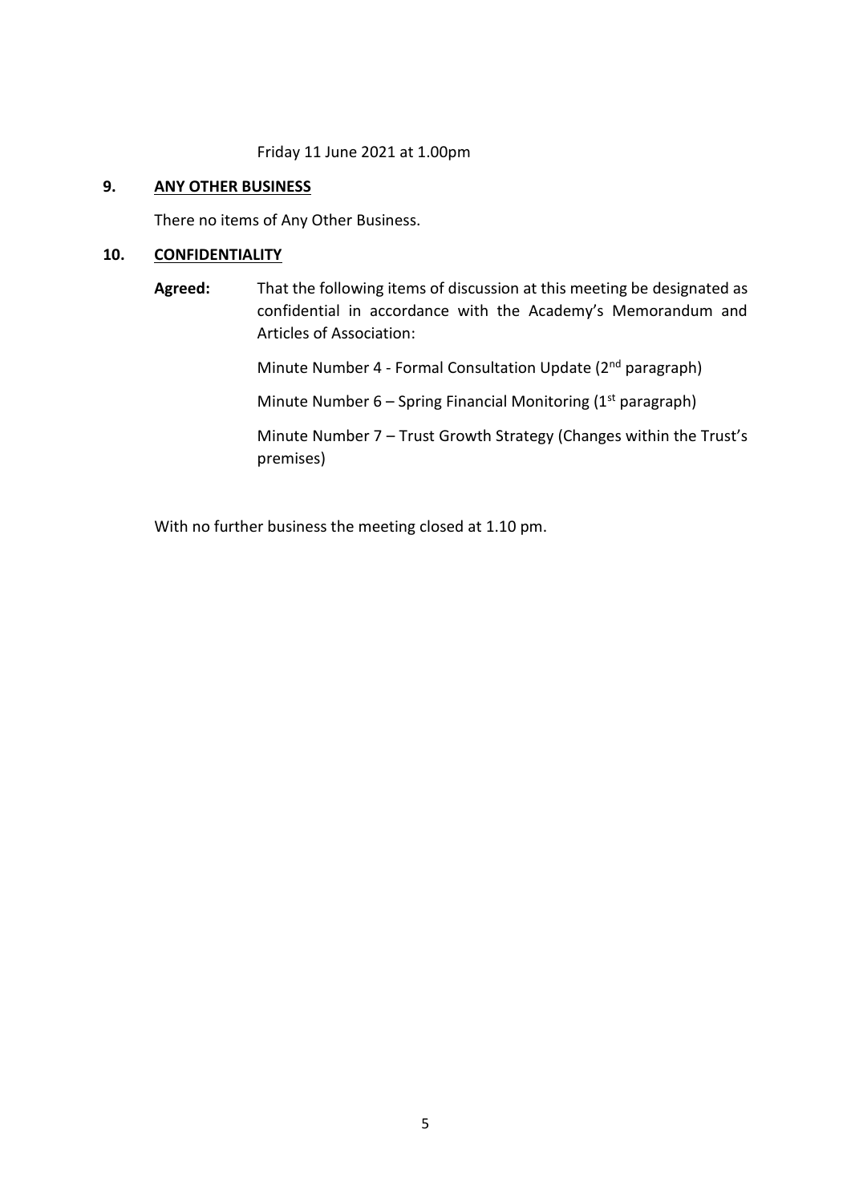Friday 11 June 2021 at 1.00pm

## 9. ANY OTHER BUSINESS

There no items of Any Other Business.

## 10. CONFIDENTIALITY

**Agreed:** That the following items of discussion at this meeting be designated as confidential in accordance with the Academy's Memorandum and Articles of Association:

Minute Number 4 - Formal Consultation Update (2nd paragraph)

Minute Number 6 – Spring Financial Monitoring (1st paragraph)

Minute Number 7 – Trust Growth Strategy (Changes within the Trust's premises)

With no further business the meeting closed at 1.10 pm.